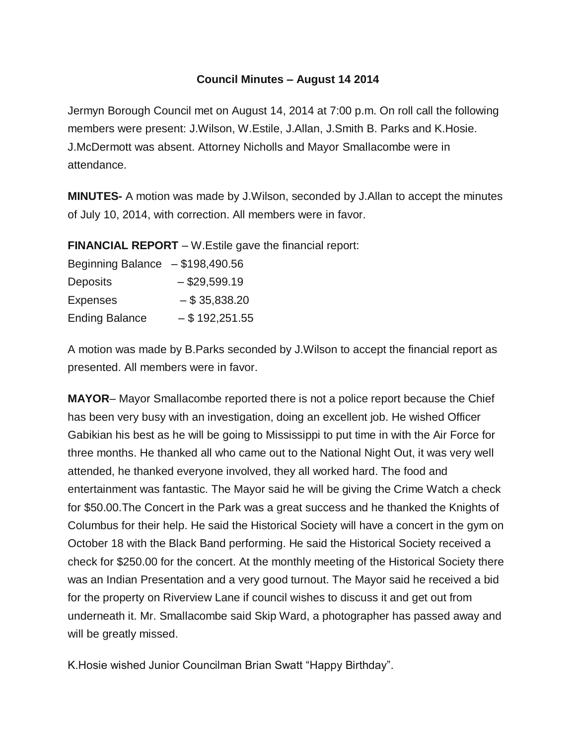# Council Minutes – August 14 2014

Jermyn Borough Council met on August 14, 2014 at 7:00 p.m. On roll call the following members were present: J.Wilson, W.Estile, J.Allan, J.Smith B. Parks and K.Hosie. J.McDermott was absent. Attorney Nicholls and Mayor Smallacombe were in attendance.

**MINUTES-** A motion was made by J.Wilson, seconded by J.Allan to accept the minutes of July 10, 2014, with correction. All members were in favor.

**FINANCIAL REPORT** – W.Estile gave the financial report:

| | |
|---|---|
| Beginning Balance | – $198,490.56 |
| Deposits | – $29,599.19 |
| Expenses | – $ 35,838.20 |
| Ending Balance | – $ 192,251.55 |

A motion was made by B.Parks seconded by J.Wilson to accept the financial report as presented. All members were in favor.

**MAYOR**– Mayor Smallacombe reported there is not a police report because the Chief has been very busy with an investigation, doing an excellent job. He wished Officer Gabikian his best as he will be going to Mississippi to put time in with the Air Force for three months. He thanked all who came out to the National Night Out, it was very well attended, he thanked everyone involved, they all worked hard. The food and entertainment was fantastic. The Mayor said he will be giving the Crime Watch a check for $50.00.The Concert in the Park was a great success and he thanked the Knights of Columbus for their help. He said the Historical Society will have a concert in the gym on October 18 with the Black Band performing. He said the Historical Society received a check for $250.00 for the concert. At the monthly meeting of the Historical Society there was an Indian Presentation and a very good turnout. The Mayor said he received a bid for the property on Riverview Lane if council wishes to discuss it and get out from underneath it. Mr. Smallacombe said Skip Ward, a photographer has passed away and will be greatly missed.

K.Hosie wished Junior Councilman Brian Swatt "Happy Birthday".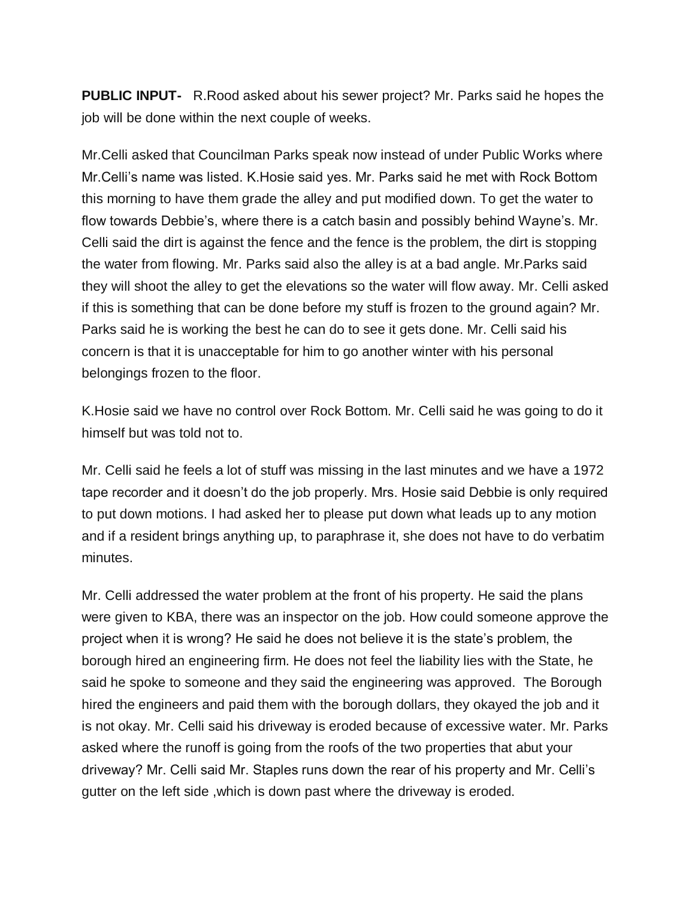**PUBLIC INPUT-** R.Rood asked about his sewer project? Mr. Parks said he hopes the job will be done within the next couple of weeks.

Mr.Celli asked that Councilman Parks speak now instead of under Public Works where Mr.Celli's name was listed. K.Hosie said yes. Mr. Parks said he met with Rock Bottom this morning to have them grade the alley and put modified down. To get the water to flow towards Debbie's, where there is a catch basin and possibly behind Wayne's. Mr. Celli said the dirt is against the fence and the fence is the problem, the dirt is stopping the water from flowing. Mr. Parks said also the alley is at a bad angle. Mr.Parks said they will shoot the alley to get the elevations so the water will flow away. Mr. Celli asked if this is something that can be done before my stuff is frozen to the ground again? Mr. Parks said he is working the best he can do to see it gets done. Mr. Celli said his concern is that it is unacceptable for him to go another winter with his personal belongings frozen to the floor.

K.Hosie said we have no control over Rock Bottom. Mr. Celli said he was going to do it himself but was told not to.

Mr. Celli said he feels a lot of stuff was missing in the last minutes and we have a 1972 tape recorder and it doesn't do the job properly. Mrs. Hosie said Debbie is only required to put down motions. I had asked her to please put down what leads up to any motion and if a resident brings anything up, to paraphrase it, she does not have to do verbatim minutes.

Mr. Celli addressed the water problem at the front of his property. He said the plans were given to KBA, there was an inspector on the job. How could someone approve the project when it is wrong? He said he does not believe it is the state's problem, the borough hired an engineering firm. He does not feel the liability lies with the State, he said he spoke to someone and they said the engineering was approved. The Borough hired the engineers and paid them with the borough dollars, they okayed the job and it is not okay. Mr. Celli said his driveway is eroded because of excessive water. Mr. Parks asked where the runoff is going from the roofs of the two properties that abut your driveway? Mr. Celli said Mr. Staples runs down the rear of his property and Mr. Celli's gutter on the left side ,which is down past where the driveway is eroded.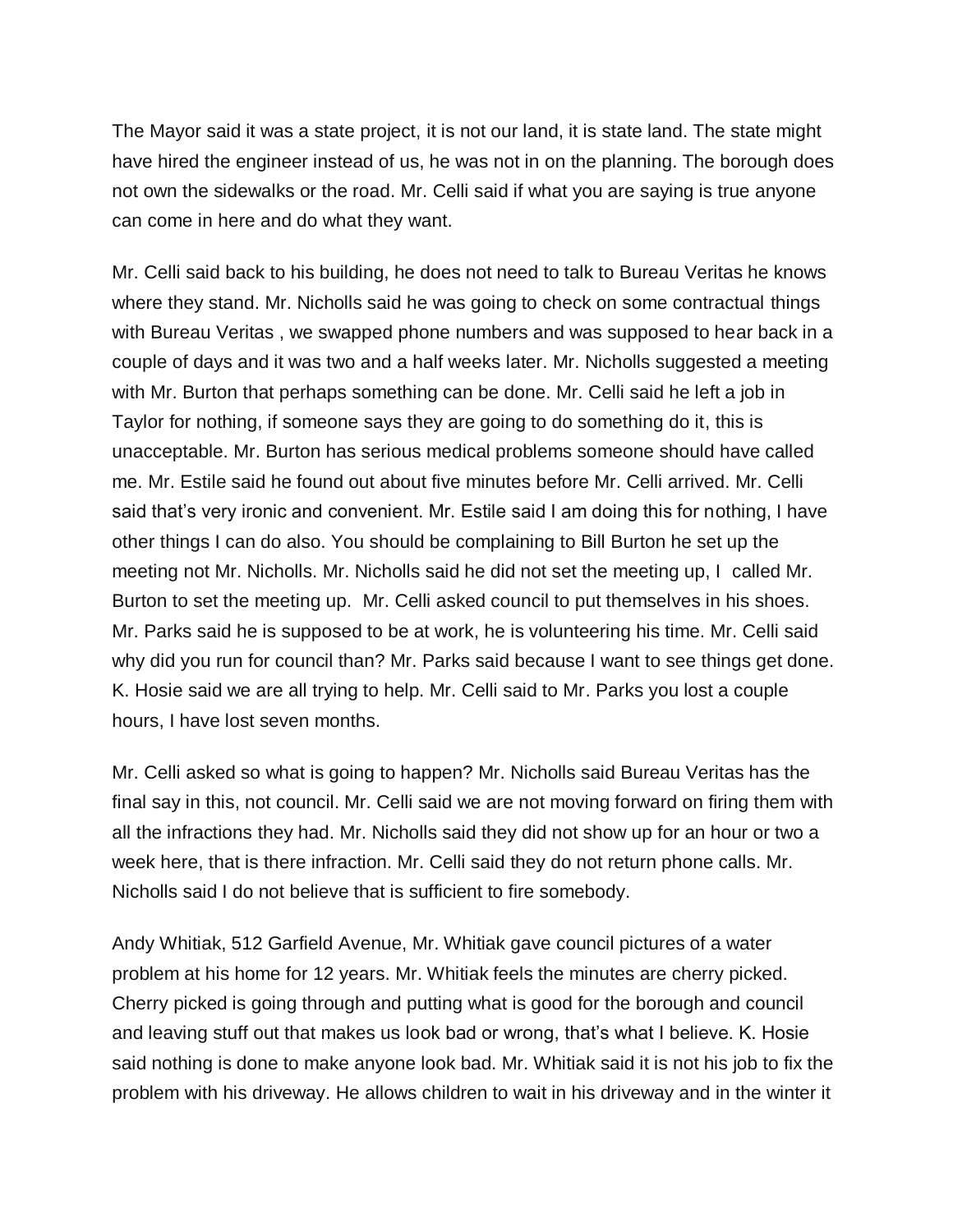The Mayor said it was a state project, it is not our land, it is state land. The state might have hired the engineer instead of us, he was not in on the planning. The borough does not own the sidewalks or the road. Mr. Celli said if what you are saying is true anyone can come in here and do what they want.

Mr. Celli said back to his building, he does not need to talk to Bureau Veritas he knows where they stand. Mr. Nicholls said he was going to check on some contractual things with Bureau Veritas , we swapped phone numbers and was supposed to hear back in a couple of days and it was two and a half weeks later. Mr. Nicholls suggested a meeting with Mr. Burton that perhaps something can be done. Mr. Celli said he left a job in Taylor for nothing, if someone says they are going to do something do it, this is unacceptable. Mr. Burton has serious medical problems someone should have called me. Mr. Estile said he found out about five minutes before Mr. Celli arrived. Mr. Celli said that's very ironic and convenient. Mr. Estile said I am doing this for nothing, I have other things I can do also. You should be complaining to Bill Burton he set up the meeting not Mr. Nicholls. Mr. Nicholls said he did not set the meeting up, I called Mr. Burton to set the meeting up. Mr. Celli asked council to put themselves in his shoes. Mr. Parks said he is supposed to be at work, he is volunteering his time. Mr. Celli said why did you run for council than? Mr. Parks said because I want to see things get done. K. Hosie said we are all trying to help. Mr. Celli said to Mr. Parks you lost a couple hours, I have lost seven months.

Mr. Celli asked so what is going to happen? Mr. Nicholls said Bureau Veritas has the final say in this, not council. Mr. Celli said we are not moving forward on firing them with all the infractions they had. Mr. Nicholls said they did not show up for an hour or two a week here, that is there infraction. Mr. Celli said they do not return phone calls. Mr. Nicholls said I do not believe that is sufficient to fire somebody.

Andy Whitiak, 512 Garfield Avenue, Mr. Whitiak gave council pictures of a water problem at his home for 12 years. Mr. Whitiak feels the minutes are cherry picked. Cherry picked is going through and putting what is good for the borough and council and leaving stuff out that makes us look bad or wrong, that's what I believe. K. Hosie said nothing is done to make anyone look bad. Mr. Whitiak said it is not his job to fix the problem with his driveway. He allows children to wait in his driveway and in the winter it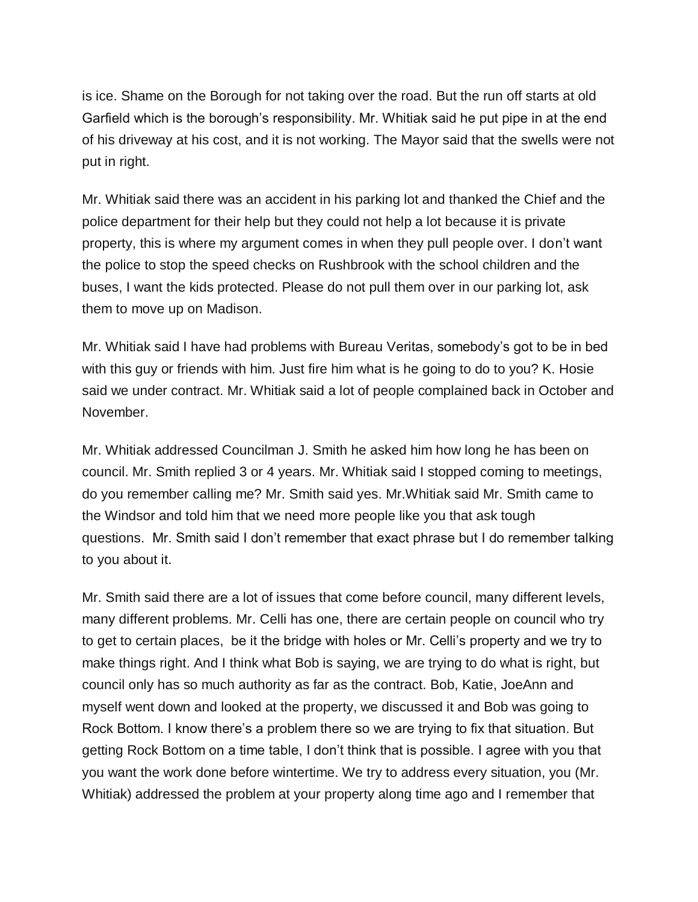is ice. Shame on the Borough for not taking over the road. But the run off starts at old Garfield which is the borough's responsibility. Mr. Whitiak said he put pipe in at the end of his driveway at his cost, and it is not working. The Mayor said that the swells were not put in right.

Mr. Whitiak said there was an accident in his parking lot and thanked the Chief and the police department for their help but they could not help a lot because it is private property, this is where my argument comes in when they pull people over. I don't want the police to stop the speed checks on Rushbrook with the school children and the buses, I want the kids protected. Please do not pull them over in our parking lot, ask them to move up on Madison.

Mr. Whitiak said I have had problems with Bureau Veritas, somebody's got to be in bed with this guy or friends with him. Just fire him what is he going to do to you? K. Hosie said we under contract. Mr. Whitiak said a lot of people complained back in October and November.

Mr. Whitiak addressed Councilman J. Smith he asked him how long he has been on council. Mr. Smith replied 3 or 4 years. Mr. Whitiak said I stopped coming to meetings, do you remember calling me? Mr. Smith said yes. Mr.Whitiak said Mr. Smith came to the Windsor and told him that we need more people like you that ask tough questions. Mr. Smith said I don't remember that exact phrase but I do remember talking to you about it.

Mr. Smith said there are a lot of issues that come before council, many different levels, many different problems. Mr. Celli has one, there are certain people on council who try to get to certain places, be it the bridge with holes or Mr. Celli's property and we try to make things right. And I think what Bob is saying, we are trying to do what is right, but council only has so much authority as far as the contract. Bob, Katie, JoeAnn and myself went down and looked at the property, we discussed it and Bob was going to Rock Bottom. I know there's a problem there so we are trying to fix that situation. But getting Rock Bottom on a time table, I don't think that is possible. I agree with you that you want the work done before wintertime. We try to address every situation, you (Mr. Whitiak) addressed the problem at your property along time ago and I remember that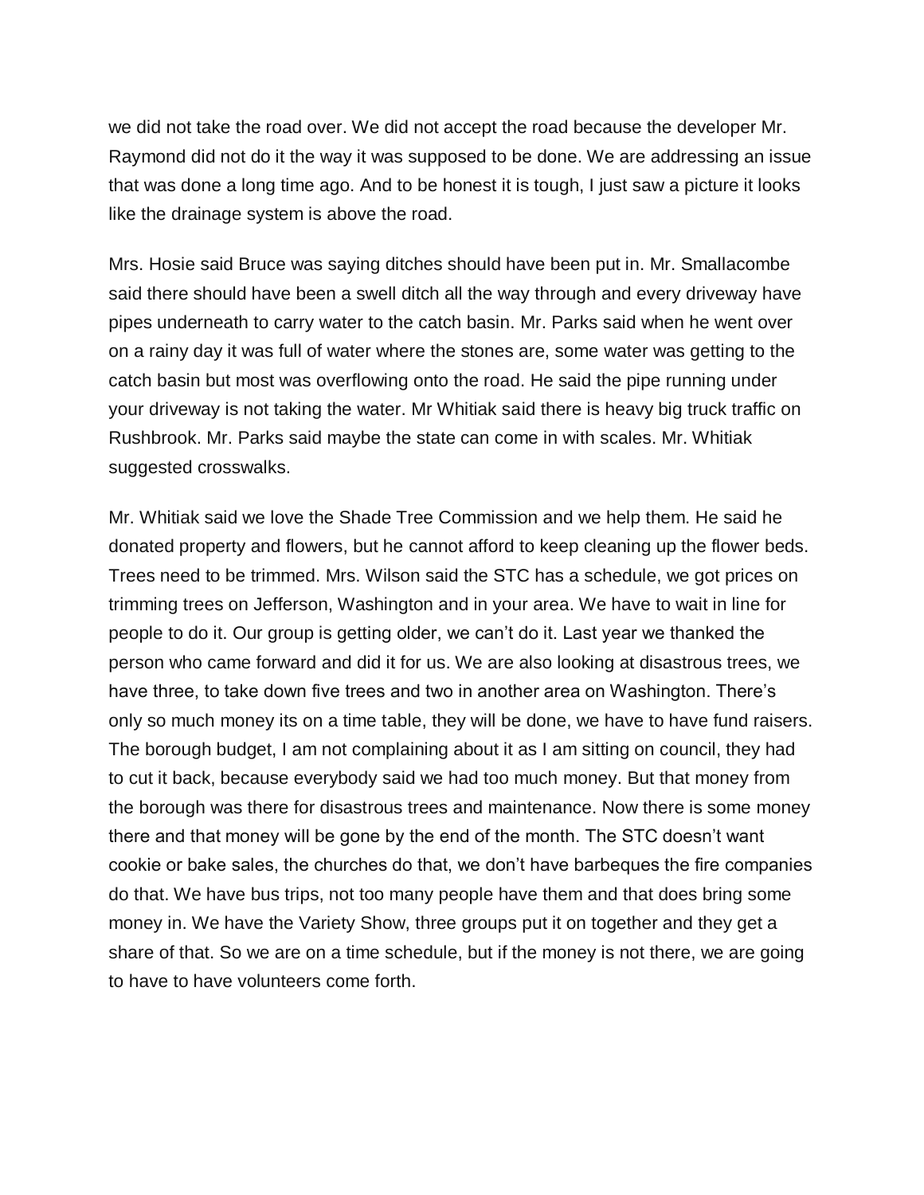we did not take the road over. We did not accept the road because the developer Mr. Raymond did not do it the way it was supposed to be done. We are addressing an issue that was done a long time ago. And to be honest it is tough, I just saw a picture it looks like the drainage system is above the road.

Mrs. Hosie said Bruce was saying ditches should have been put in. Mr. Smallacombe said there should have been a swell ditch all the way through and every driveway have pipes underneath to carry water to the catch basin. Mr. Parks said when he went over on a rainy day it was full of water where the stones are, some water was getting to the catch basin but most was overflowing onto the road. He said the pipe running under your driveway is not taking the water. Mr Whitiak said there is heavy big truck traffic on Rushbrook. Mr. Parks said maybe the state can come in with scales. Mr. Whitiak suggested crosswalks.

Mr. Whitiak said we love the Shade Tree Commission and we help them. He said he donated property and flowers, but he cannot afford to keep cleaning up the flower beds. Trees need to be trimmed. Mrs. Wilson said the STC has a schedule, we got prices on trimming trees on Jefferson, Washington and in your area. We have to wait in line for people to do it. Our group is getting older, we can't do it. Last year we thanked the person who came forward and did it for us. We are also looking at disastrous trees, we have three, to take down five trees and two in another area on Washington. There's only so much money its on a time table, they will be done, we have to have fund raisers. The borough budget, I am not complaining about it as I am sitting on council, they had to cut it back, because everybody said we had too much money. But that money from the borough was there for disastrous trees and maintenance. Now there is some money there and that money will be gone by the end of the month. The STC doesn't want cookie or bake sales, the churches do that, we don't have barbeques the fire companies do that. We have bus trips, not too many people have them and that does bring some money in. We have the Variety Show, three groups put it on together and they get a share of that. So we are on a time schedule, but if the money is not there, we are going to have to have volunteers come forth.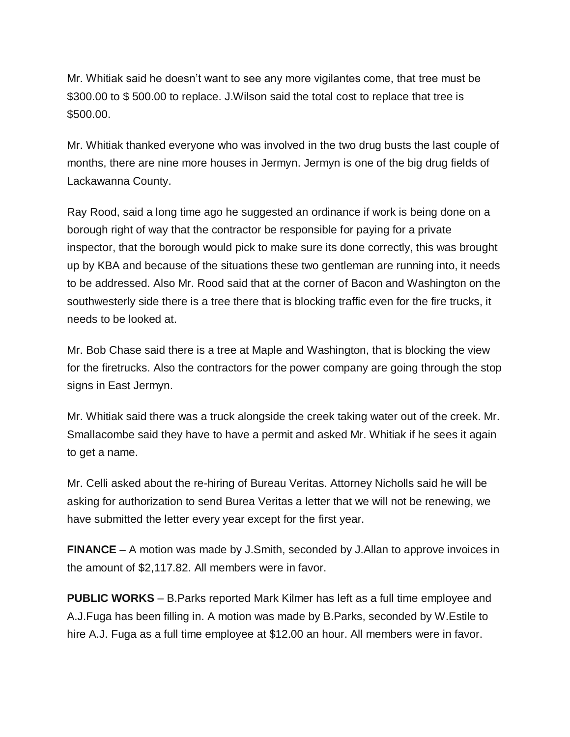Mr. Whitiak said he doesn't want to see any more vigilantes come, that tree must be $300.00 to $ 500.00 to replace. J.Wilson said the total cost to replace that tree is $500.00.

Mr. Whitiak thanked everyone who was involved in the two drug busts the last couple of months, there are nine more houses in Jermyn. Jermyn is one of the big drug fields of Lackawanna County.

Ray Rood, said a long time ago he suggested an ordinance if work is being done on a borough right of way that the contractor be responsible for paying for a private inspector, that the borough would pick to make sure its done correctly, this was brought up by KBA and because of the situations these two gentleman are running into, it needs to be addressed. Also Mr. Rood said that at the corner of Bacon and Washington on the southwesterly side there is a tree there that is blocking traffic even for the fire trucks, it needs to be looked at.

Mr. Bob Chase said there is a tree at Maple and Washington, that is blocking the view for the firetrucks. Also the contractors for the power company are going through the stop signs in East Jermyn.

Mr. Whitiak said there was a truck alongside the creek taking water out of the creek. Mr. Smallacombe said they have to have a permit and asked Mr. Whitiak if he sees it again to get a name.

Mr. Celli asked about the re-hiring of Bureau Veritas. Attorney Nicholls said he will be asking for authorization to send Burea Veritas a letter that we will not be renewing, we have submitted the letter every year except for the first year.

**FINANCE** – A motion was made by J.Smith, seconded by J.Allan to approve invoices in the amount of $2,117.82. All members were in favor.

**PUBLIC WORKS** – B.Parks reported Mark Kilmer has left as a full time employee and A.J.Fuga has been filling in. A motion was made by B.Parks, seconded by W.Estile to hire A.J. Fuga as a full time employee at $12.00 an hour. All members were in favor.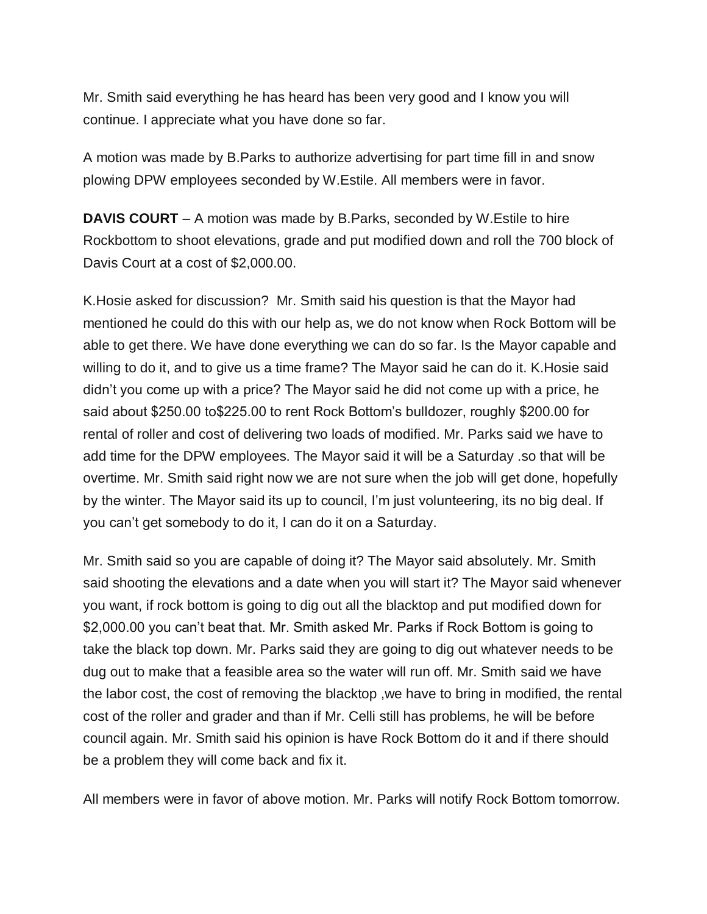Mr. Smith said everything he has heard has been very good and I know you will continue. I appreciate what you have done so far.

A motion was made by B.Parks to authorize advertising for part time fill in and snow plowing DPW employees seconded by W.Estile. All members were in favor.

**DAVIS COURT** – A motion was made by B.Parks, seconded by W.Estile to hire Rockbottom to shoot elevations, grade and put modified down and roll the 700 block of Davis Court at a cost of $2,000.00.

K.Hosie asked for discussion? Mr. Smith said his question is that the Mayor had mentioned he could do this with our help as, we do not know when Rock Bottom will be able to get there. We have done everything we can do so far. Is the Mayor capable and willing to do it, and to give us a time frame? The Mayor said he can do it. K.Hosie said didn't you come up with a price? The Mayor said he did not come up with a price, he said about $250.00 to$225.00 to rent Rock Bottom's bulldozer, roughly $200.00 for rental of roller and cost of delivering two loads of modified. Mr. Parks said we have to add time for the DPW employees. The Mayor said it will be a Saturday .so that will be overtime. Mr. Smith said right now we are not sure when the job will get done, hopefully by the winter. The Mayor said its up to council, I'm just volunteering, its no big deal. If you can't get somebody to do it, I can do it on a Saturday.

Mr. Smith said so you are capable of doing it? The Mayor said absolutely. Mr. Smith said shooting the elevations and a date when you will start it? The Mayor said whenever you want, if rock bottom is going to dig out all the blacktop and put modified down for $2,000.00 you can't beat that. Mr. Smith asked Mr. Parks if Rock Bottom is going to take the black top down. Mr. Parks said they are going to dig out whatever needs to be dug out to make that a feasible area so the water will run off. Mr. Smith said we have the labor cost, the cost of removing the blacktop ,we have to bring in modified, the rental cost of the roller and grader and than if Mr. Celli still has problems, he will be before council again. Mr. Smith said his opinion is have Rock Bottom do it and if there should be a problem they will come back and fix it.

All members were in favor of above motion. Mr. Parks will notify Rock Bottom tomorrow.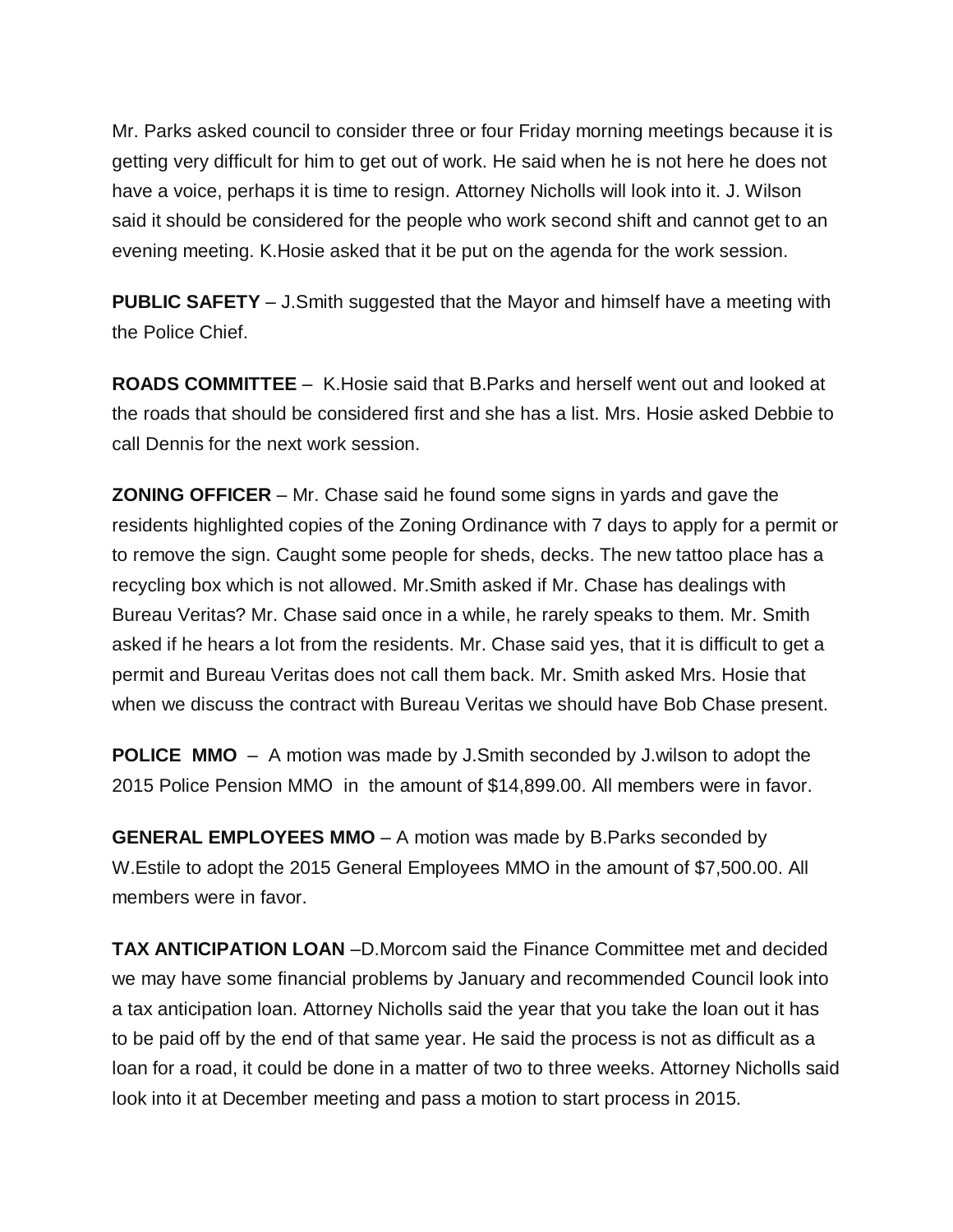Mr. Parks asked council to consider three or four Friday morning meetings because it is getting very difficult for him to get out of work. He said when he is not here he does not have a voice, perhaps it is time to resign. Attorney Nicholls will look into it. J. Wilson said it should be considered for the people who work second shift and cannot get to an evening meeting. K.Hosie asked that it be put on the agenda for the work session.

**PUBLIC SAFETY** – J.Smith suggested that the Mayor and himself have a meeting with the Police Chief.

**ROADS COMMITTEE** – K.Hosie said that B.Parks and herself went out and looked at the roads that should be considered first and she has a list. Mrs. Hosie asked Debbie to call Dennis for the next work session.

**ZONING OFFICER** – Mr. Chase said he found some signs in yards and gave the residents highlighted copies of the Zoning Ordinance with 7 days to apply for a permit or to remove the sign. Caught some people for sheds, decks. The new tattoo place has a recycling box which is not allowed. Mr.Smith asked if Mr. Chase has dealings with Bureau Veritas? Mr. Chase said once in a while, he rarely speaks to them. Mr. Smith asked if he hears a lot from the residents. Mr. Chase said yes, that it is difficult to get a permit and Bureau Veritas does not call them back. Mr. Smith asked Mrs. Hosie that when we discuss the contract with Bureau Veritas we should have Bob Chase present.

**POLICE MMO** – A motion was made by J.Smith seconded by J.wilson to adopt the 2015 Police Pension MMO in the amount of $14,899.00. All members were in favor.

**GENERAL EMPLOYEES MMO** – A motion was made by B.Parks seconded by W.Estile to adopt the 2015 General Employees MMO in the amount of $7,500.00. All members were in favor.

**TAX ANTICIPATION LOAN** –D.Morcom said the Finance Committee met and decided we may have some financial problems by January and recommended Council look into a tax anticipation loan. Attorney Nicholls said the year that you take the loan out it has to be paid off by the end of that same year. He said the process is not as difficult as a loan for a road, it could be done in a matter of two to three weeks. Attorney Nicholls said look into it at December meeting and pass a motion to start process in 2015.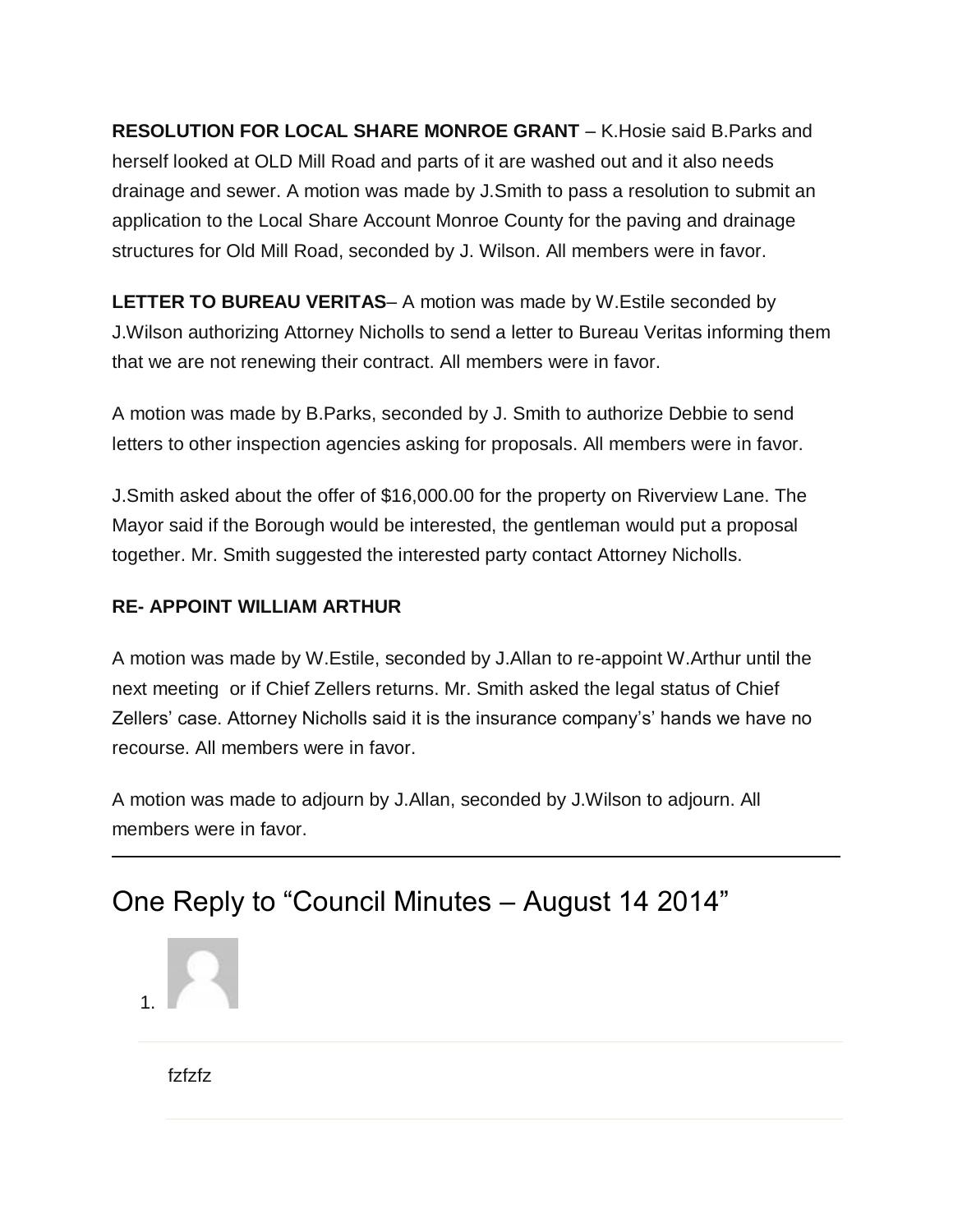**RESOLUTION FOR LOCAL SHARE MONROE GRANT** – K.Hosie said B.Parks and herself looked at OLD Mill Road and parts of it are washed out and it also needs drainage and sewer. A motion was made by J.Smith to pass a resolution to submit an application to the Local Share Account Monroe County for the paving and drainage structures for Old Mill Road, seconded by J. Wilson. All members were in favor.

**LETTER TO BUREAU VERITAS**– A motion was made by W.Estile seconded by J.Wilson authorizing Attorney Nicholls to send a letter to Bureau Veritas informing them that we are not renewing their contract. All members were in favor.

A motion was made by B.Parks, seconded by J. Smith to authorize Debbie to send letters to other inspection agencies asking for proposals. All members were in favor.

J.Smith asked about the offer of $16,000.00 for the property on Riverview Lane. The Mayor said if the Borough would be interested, the gentleman would put a proposal together. Mr. Smith suggested the interested party contact Attorney Nicholls.

**RE- APPOINT WILLIAM ARTHUR**

A motion was made by W.Estile, seconded by J.Allan to re-appoint W.Arthur until the next meeting or if Chief Zellers returns. Mr. Smith asked the legal status of Chief Zellers' case. Attorney Nicholls said it is the insurance company's' hands we have no recourse. All members were in favor.

A motion was made to adjourn by J.Allan, seconded by J.Wilson to adjourn. All members were in favor.

---

## One Reply to "Council Minutes – August 14 2014"

1. fzfzfz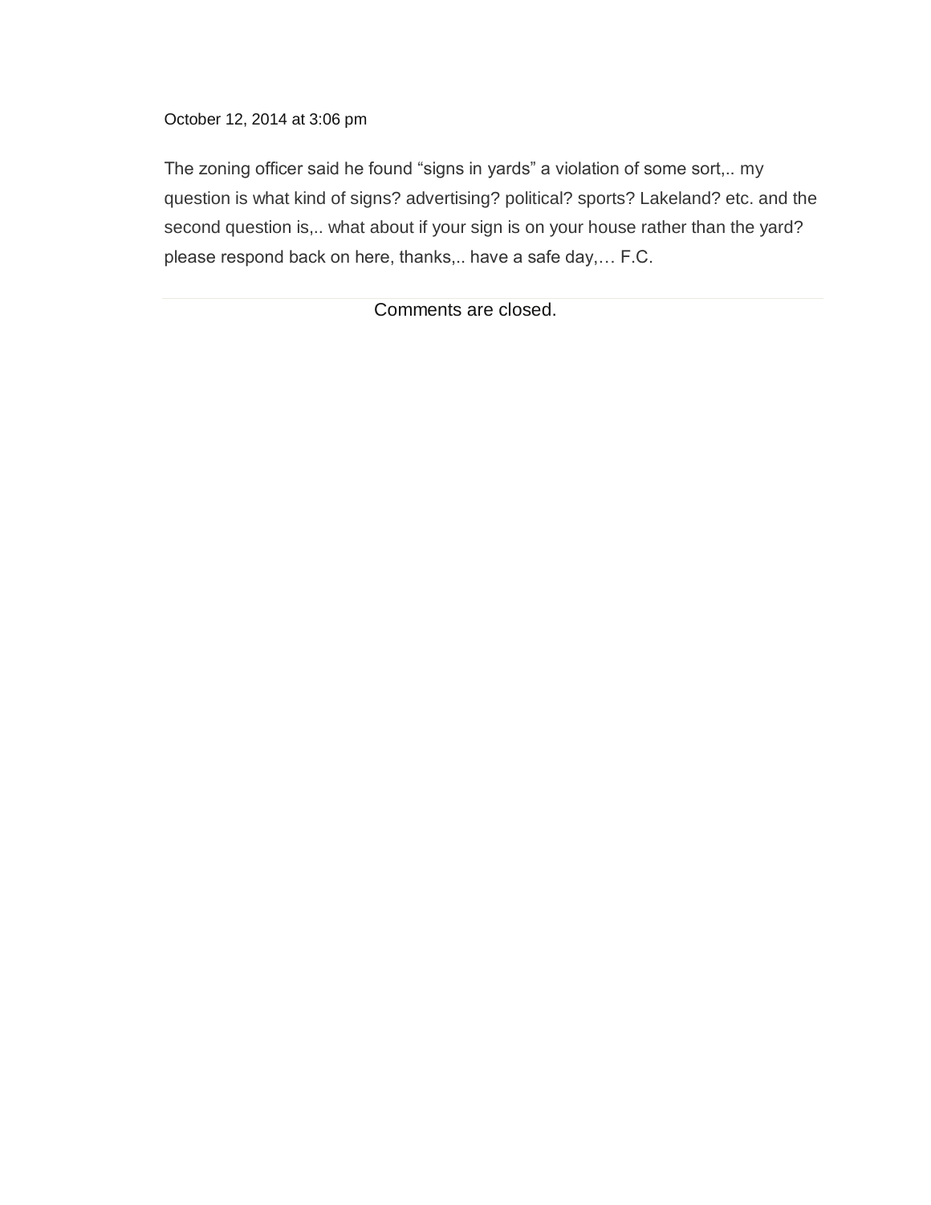October 12, 2014 at 3:06 pm

The zoning officer said he found “signs in yards” a violation of some sort,.. my question is what kind of signs? advertising? political? sports? Lakeland? etc. and the second question is,.. what about if your sign is on your house rather than the yard? please respond back on here, thanks,.. have a safe day,… F.C.

---

Comments are closed.